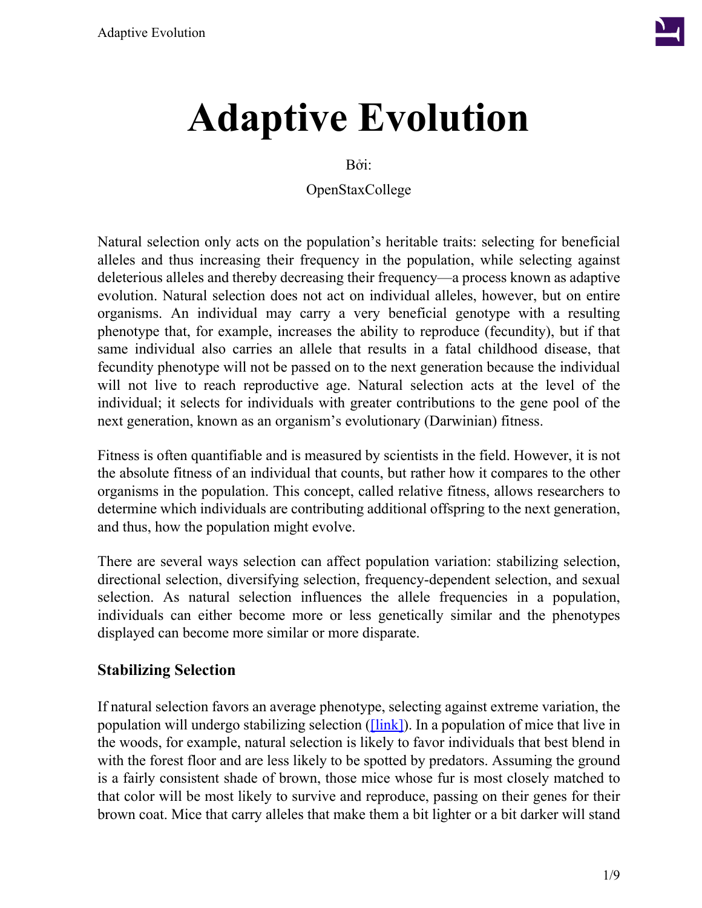# Adaptive Evolution

Bởi:

OpenStaxCollege

Natural selection only acts on the population's heritable traits: selecting for beneficial alleles and thus increasing their frequency in the population, while selecting against deleterious alleles and thereby decreasing their frequency—a process known as adaptive evolution. Natural selection does not act on individual alleles, however, but on entire organisms. An individual may carry a very beneficial genotype with a resulting phenotype that, for example, increases the ability to reproduce (fecundity), but if that same individual also carries an allele that results in a fatal childhood disease, that fecundity phenotype will not be passed on to the next generation because the individual will not live to reach reproductive age. Natural selection acts at the level of the individual; it selects for individuals with greater contributions to the gene pool of the next generation, known as an organism's evolutionary (Darwinian) fitness.

Fitness is often quantifiable and is measured by scientists in the field. However, it is not the absolute fitness of an individual that counts, but rather how it compares to the other organisms in the population. This concept, called relative fitness, allows researchers to determine which individuals are contributing additional offspring to the next generation, and thus, how the population might evolve.

There are several ways selection can affect population variation: stabilizing selection, directional selection, diversifying selection, frequency-dependent selection, and sexual selection. As natural selection influences the allele frequencies in a population, individuals can either become more or less genetically similar and the phenotypes displayed can become more similar or more disparate.

### Stabilizing Selection

If natural selection favors an average phenotype, selecting against extreme variation, the population will undergo stabilizing selection ([link]). In a population of mice that live in the woods, for example, natural selection is likely to favor individuals that best blend in with the forest floor and are less likely to be spotted by predators. Assuming the ground is a fairly consistent shade of brown, those mice whose fur is most closely matched to that color will be most likely to survive and reproduce, passing on their genes for their brown coat. Mice that carry alleles that make them a bit lighter or a bit darker will stand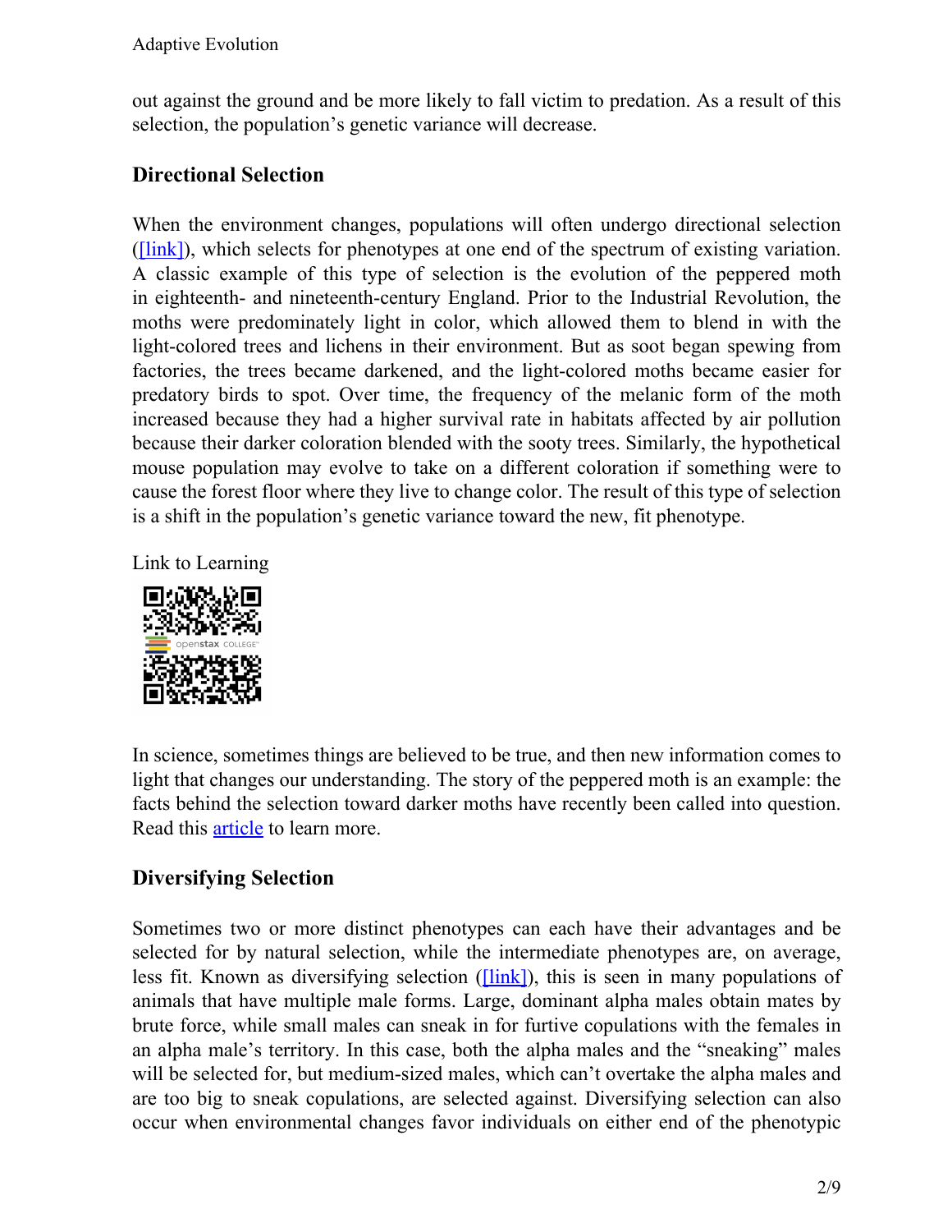out against the ground and be more likely to fall victim to predation. As a result of this selection, the population's genetic variance will decrease.

### Directional Selection

When the environment changes, populations will often undergo directional selection ([link]), which selects for phenotypes at one end of the spectrum of existing variation. A classic example of this type of selection is the evolution of the peppered moth in eighteenth- and nineteenth-century England. Prior to the Industrial Revolution, the moths were predominately light in color, which allowed them to blend in with the light-colored trees and lichens in their environment. But as soot began spewing from factories, the trees became darkened, and the light-colored moths became easier for predatory birds to spot. Over time, the frequency of the melanic form of the moth increased because they had a higher survival rate in habitats affected by air pollution because their darker coloration blended with the sooty trees. Similarly, the hypothetical mouse population may evolve to take on a different coloration if something were to cause the forest floor where they live to change color. The result of this type of selection is a shift in the population's genetic variance toward the new, fit phenotype.

Link to Learning

In science, sometimes things are believed to be true, and then new information comes to light that changes our understanding. The story of the peppered moth is an example: the facts behind the selection toward darker moths have recently been called into question. Read this article to learn more.

### Diversifying Selection

Sometimes two or more distinct phenotypes can each have their advantages and be selected for by natural selection, while the intermediate phenotypes are, on average, less fit. Known as diversifying selection ([link]), this is seen in many populations of animals that have multiple male forms. Large, dominant alpha males obtain mates by brute force, while small males can sneak in for furtive copulations with the females in an alpha male's territory. In this case, both the alpha males and the "sneaking" males will be selected for, but medium-sized males, which can't overtake the alpha males and are too big to sneak copulations, are selected against. Diversifying selection can also occur when environmental changes favor individuals on either end of the phenotypic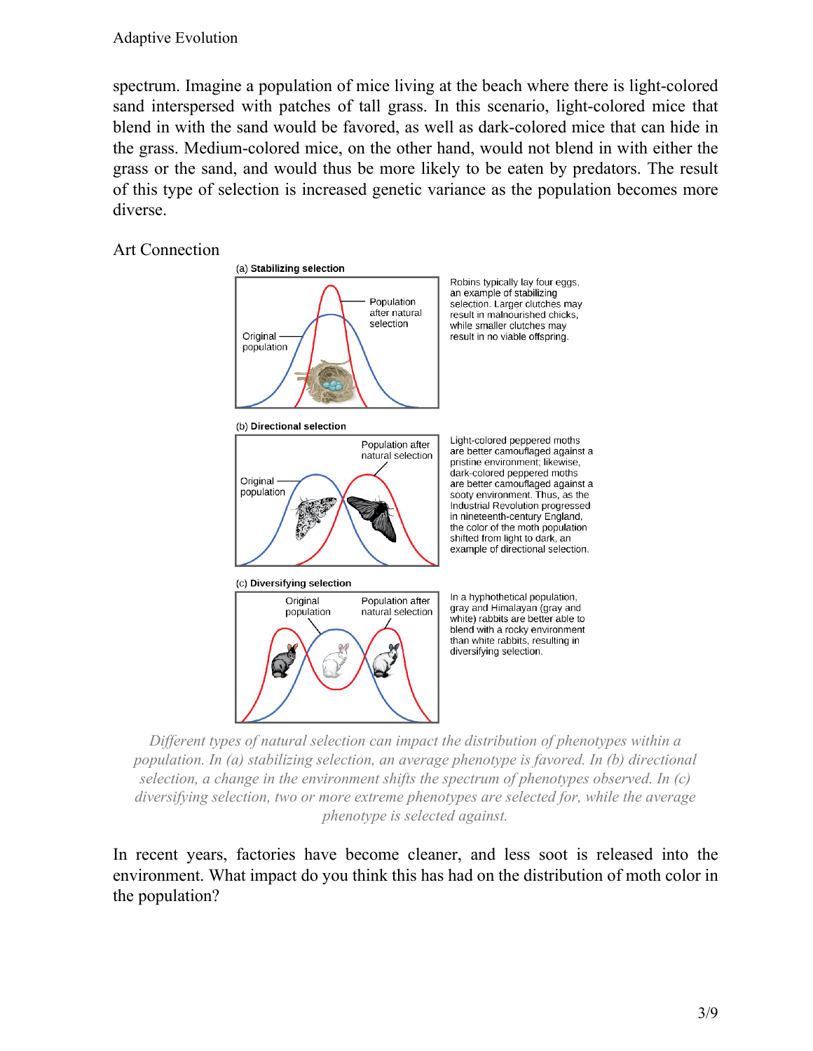spectrum. Imagine a population of mice living at the beach where there is light-colored sand interspersed with patches of tall grass. In this scenario, light-colored mice that blend in with the sand would be favored, as well as dark-colored mice that can hide in the grass. Medium-colored mice, on the other hand, would not blend in with either the grass or the sand, and would thus be more likely to be eaten by predators. The result of this type of selection is increased genetic variance as the population becomes more diverse.

Art Connection

(a) **Stabilizing selection**

Original population

Population after natural selection

Robins typically lay four eggs, an example of stabilizing selection. Larger clutches may result in malnourished chicks, while smaller clutches may result in no viable offspring.

(b) **Directional selection**

Original population

Population after natural selection

Light-colored peppered moths are better camouflaged against a pristine environment; likewise, dark-colored peppered moths are better camouflaged against a sooty environment. Thus, as the Industrial Revolution progressed in nineteenth-century England, the color of the moth population shifted from light to dark, an example of directional selection.

(c) **Diversifying selection**

Original population

Population after natural selection

In a hyphothetical population, gray and Himalayan (gray and white) rabbits are better able to blend with a rocky environment than white rabbits, resulting in diversifying selection.

*Different types of natural selection can impact the distribution of phenotypes within a population. In (a) stabilizing selection, an average phenotype is favored. In (b) directional selection, a change in the environment shifts the spectrum of phenotypes observed. In (c) diversifying selection, two or more extreme phenotypes are selected for, while the average phenotype is selected against.*

In recent years, factories have become cleaner, and less soot is released into the environment. What impact do you think this has had on the distribution of moth color in the population?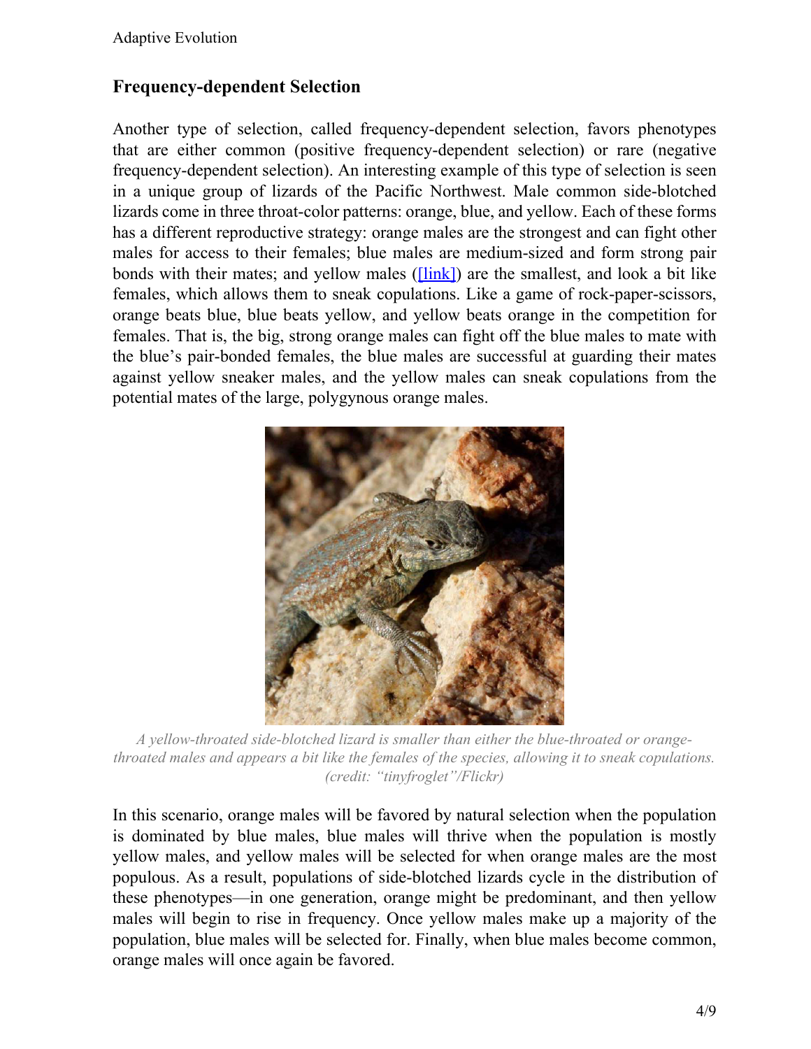## Frequency-dependent Selection

Another type of selection, called frequency-dependent selection, favors phenotypes that are either common (positive frequency-dependent selection) or rare (negative frequency-dependent selection). An interesting example of this type of selection is seen in a unique group of lizards of the Pacific Northwest. Male common side-blotched lizards come in three throat-color patterns: orange, blue, and yellow. Each of these forms has a different reproductive strategy: orange males are the strongest and can fight other males for access to their females; blue males are medium-sized and form strong pair bonds with their mates; and yellow males ([link]) are the smallest, and look a bit like females, which allows them to sneak copulations. Like a game of rock-paper-scissors, orange beats blue, blue beats yellow, and yellow beats orange in the competition for females. That is, the big, strong orange males can fight off the blue males to mate with the blue's pair-bonded females, the blue males are successful at guarding their mates against yellow sneaker males, and the yellow males can sneak copulations from the potential mates of the large, polygynous orange males.

*A yellow-throated side-blotched lizard is smaller than either the blue-throated or orange-throated males and appears a bit like the females of the species, allowing it to sneak copulations. (credit: "tinyfroglet"/Flickr)*

In this scenario, orange males will be favored by natural selection when the population is dominated by blue males, blue males will thrive when the population is mostly yellow males, and yellow males will be selected for when orange males are the most populous. As a result, populations of side-blotched lizards cycle in the distribution of these phenotypes—in one generation, orange might be predominant, and then yellow males will begin to rise in frequency. Once yellow males make up a majority of the population, blue males will be selected for. Finally, when blue males become common, orange males will once again be favored.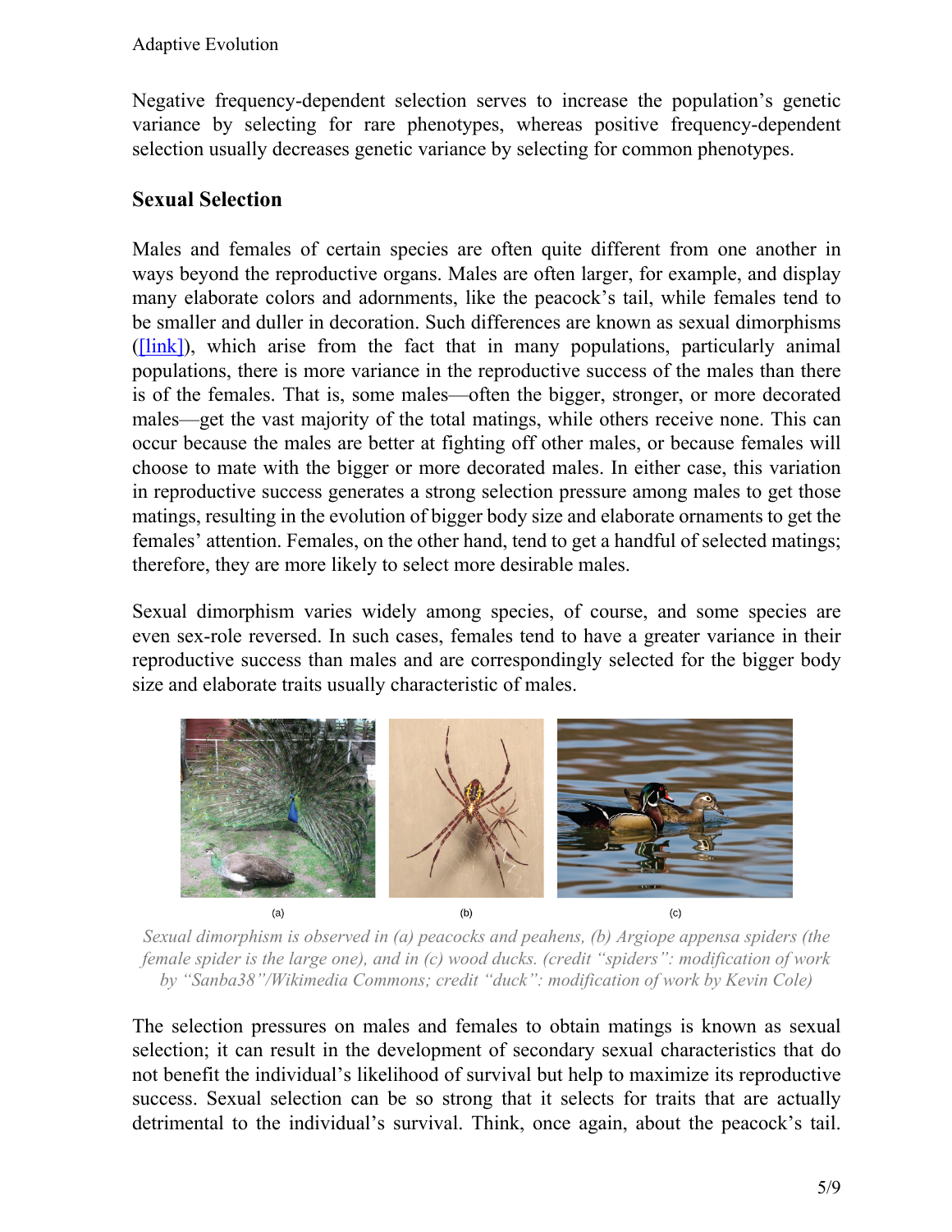Negative frequency-dependent selection serves to increase the population's genetic variance by selecting for rare phenotypes, whereas positive frequency-dependent selection usually decreases genetic variance by selecting for common phenotypes.

## Sexual Selection

Males and females of certain species are often quite different from one another in ways beyond the reproductive organs. Males are often larger, for example, and display many elaborate colors and adornments, like the peacock's tail, while females tend to be smaller and duller in decoration. Such differences are known as sexual dimorphisms ([link]), which arise from the fact that in many populations, particularly animal populations, there is more variance in the reproductive success of the males than there is of the females. That is, some males—often the bigger, stronger, or more decorated males—get the vast majority of the total matings, while others receive none. This can occur because the males are better at fighting off other males, or because females will choose to mate with the bigger or more decorated males. In either case, this variation in reproductive success generates a strong selection pressure among males to get those matings, resulting in the evolution of bigger body size and elaborate ornaments to get the females' attention. Females, on the other hand, tend to get a handful of selected matings; therefore, they are more likely to select more desirable males.

Sexual dimorphism varies widely among species, of course, and some species are even sex-role reversed. In such cases, females tend to have a greater variance in their reproductive success than males and are correspondingly selected for the bigger body size and elaborate traits usually characteristic of males.

(a) (b) (c)

*Sexual dimorphism is observed in (a) peacocks and peahens, (b) Argiope appensa spiders (the female spider is the large one), and in (c) wood ducks. (credit "spiders": modification of work by "Sanba38"/Wikimedia Commons; credit "duck": modification of work by Kevin Cole)*

The selection pressures on males and females to obtain matings is known as sexual selection; it can result in the development of secondary sexual characteristics that do not benefit the individual's likelihood of survival but help to maximize its reproductive success. Sexual selection can be so strong that it selects for traits that are actually detrimental to the individual's survival. Think, once again, about the peacock's tail.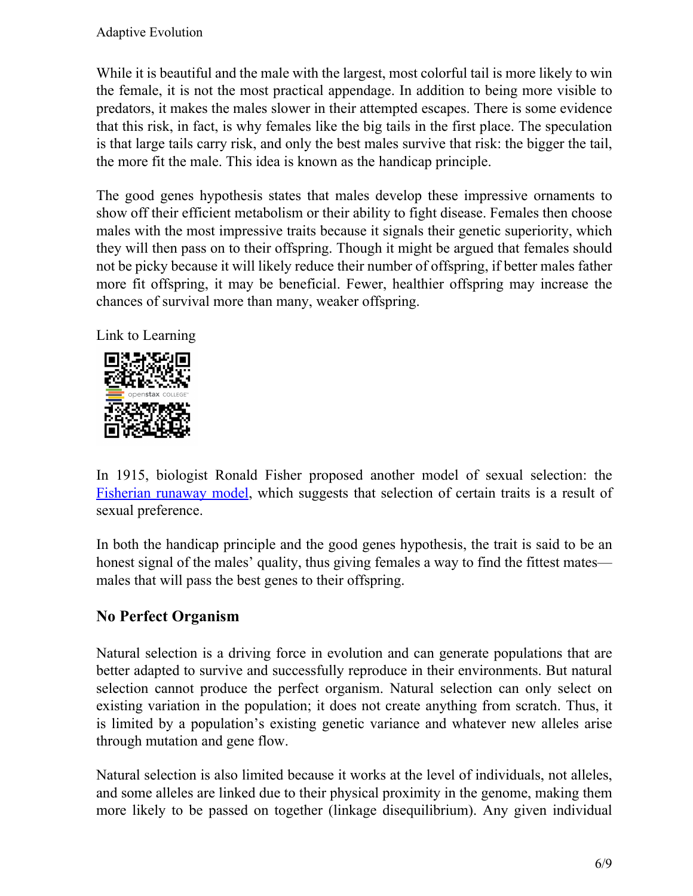While it is beautiful and the male with the largest, most colorful tail is more likely to win the female, it is not the most practical appendage. In addition to being more visible to predators, it makes the males slower in their attempted escapes. There is some evidence that this risk, in fact, is why females like the big tails in the first place. The speculation is that large tails carry risk, and only the best males survive that risk: the bigger the tail, the more fit the male. This idea is known as the handicap principle.

The good genes hypothesis states that males develop these impressive ornaments to show off their efficient metabolism or their ability to fight disease. Females then choose males with the most impressive traits because it signals their genetic superiority, which they will then pass on to their offspring. Though it might be argued that females should not be picky because it will likely reduce their number of offspring, if better males father more fit offspring, it may be beneficial. Fewer, healthier offspring may increase the chances of survival more than many, weaker offspring.

Link to Learning

In 1915, biologist Ronald Fisher proposed another model of sexual selection: the Fisherian runaway model, which suggests that selection of certain traits is a result of sexual preference.

In both the handicap principle and the good genes hypothesis, the trait is said to be an honest signal of the males' quality, thus giving females a way to find the fittest mates—males that will pass the best genes to their offspring.

## No Perfect Organism

Natural selection is a driving force in evolution and can generate populations that are better adapted to survive and successfully reproduce in their environments. But natural selection cannot produce the perfect organism. Natural selection can only select on existing variation in the population; it does not create anything from scratch. Thus, it is limited by a population's existing genetic variance and whatever new alleles arise through mutation and gene flow.

Natural selection is also limited because it works at the level of individuals, not alleles, and some alleles are linked due to their physical proximity in the genome, making them more likely to be passed on together (linkage disequilibrium). Any given individual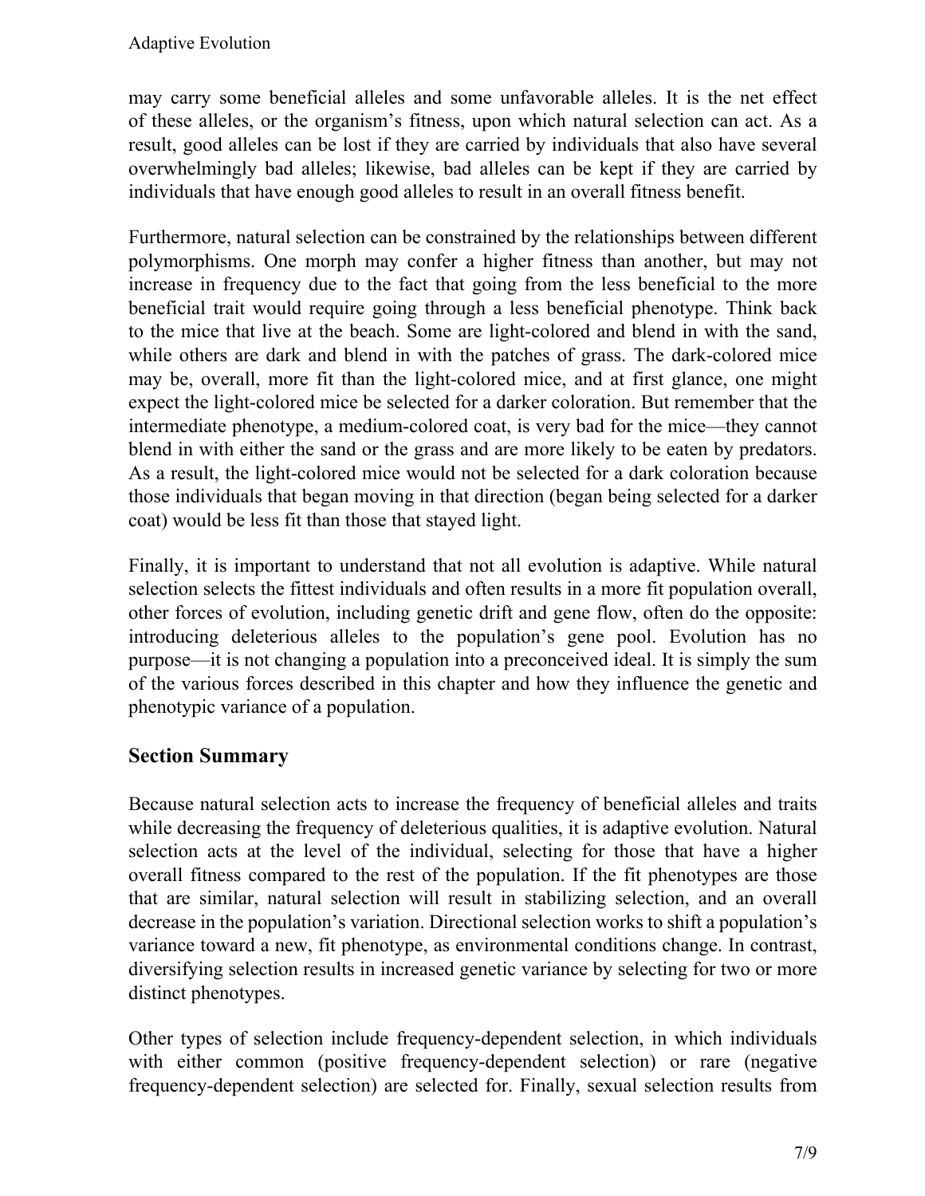may carry some beneficial alleles and some unfavorable alleles. It is the net effect of these alleles, or the organism's fitness, upon which natural selection can act. As a result, good alleles can be lost if they are carried by individuals that also have several overwhelmingly bad alleles; likewise, bad alleles can be kept if they are carried by individuals that have enough good alleles to result in an overall fitness benefit.

Furthermore, natural selection can be constrained by the relationships between different polymorphisms. One morph may confer a higher fitness than another, but may not increase in frequency due to the fact that going from the less beneficial to the more beneficial trait would require going through a less beneficial phenotype. Think back to the mice that live at the beach. Some are light-colored and blend in with the sand, while others are dark and blend in with the patches of grass. The dark-colored mice may be, overall, more fit than the light-colored mice, and at first glance, one might expect the light-colored mice be selected for a darker coloration. But remember that the intermediate phenotype, a medium-colored coat, is very bad for the mice—they cannot blend in with either the sand or the grass and are more likely to be eaten by predators. As a result, the light-colored mice would not be selected for a dark coloration because those individuals that began moving in that direction (began being selected for a darker coat) would be less fit than those that stayed light.

Finally, it is important to understand that not all evolution is adaptive. While natural selection selects the fittest individuals and often results in a more fit population overall, other forces of evolution, including genetic drift and gene flow, often do the opposite: introducing deleterious alleles to the population's gene pool. Evolution has no purpose—it is not changing a population into a preconceived ideal. It is simply the sum of the various forces described in this chapter and how they influence the genetic and phenotypic variance of a population.

## Section Summary

Because natural selection acts to increase the frequency of beneficial alleles and traits while decreasing the frequency of deleterious qualities, it is adaptive evolution. Natural selection acts at the level of the individual, selecting for those that have a higher overall fitness compared to the rest of the population. If the fit phenotypes are those that are similar, natural selection will result in stabilizing selection, and an overall decrease in the population's variation. Directional selection works to shift a population's variance toward a new, fit phenotype, as environmental conditions change. In contrast, diversifying selection results in increased genetic variance by selecting for two or more distinct phenotypes.

Other types of selection include frequency-dependent selection, in which individuals with either common (positive frequency-dependent selection) or rare (negative frequency-dependent selection) are selected for. Finally, sexual selection results from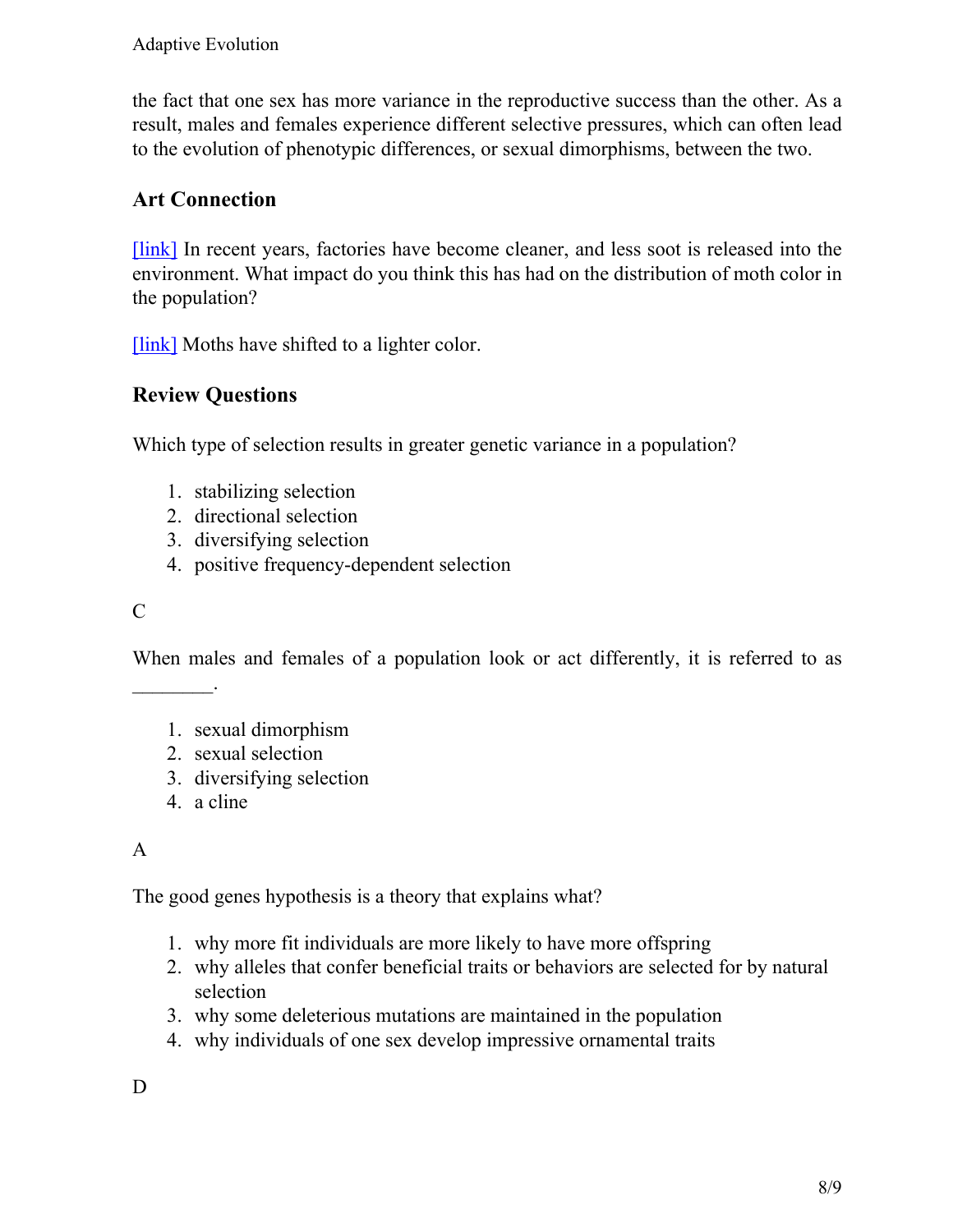the fact that one sex has more variance in the reproductive success than the other. As a result, males and females experience different selective pressures, which can often lead to the evolution of phenotypic differences, or sexual dimorphisms, between the two.

## Art Connection

[link] In recent years, factories have become cleaner, and less soot is released into the environment. What impact do you think this has had on the distribution of moth color in the population?

[link] Moths have shifted to a lighter color.

## Review Questions

Which type of selection results in greater genetic variance in a population?

1. stabilizing selection
2. directional selection
3. diversifying selection
4. positive frequency-dependent selection

C

When males and females of a population look or act differently, it is referred to as ________.

1. sexual dimorphism
2. sexual selection
3. diversifying selection
4. a cline

A

The good genes hypothesis is a theory that explains what?

1. why more fit individuals are more likely to have more offspring
2. why alleles that confer beneficial traits or behaviors are selected for by natural selection
3. why some deleterious mutations are maintained in the population
4. why individuals of one sex develop impressive ornamental traits

D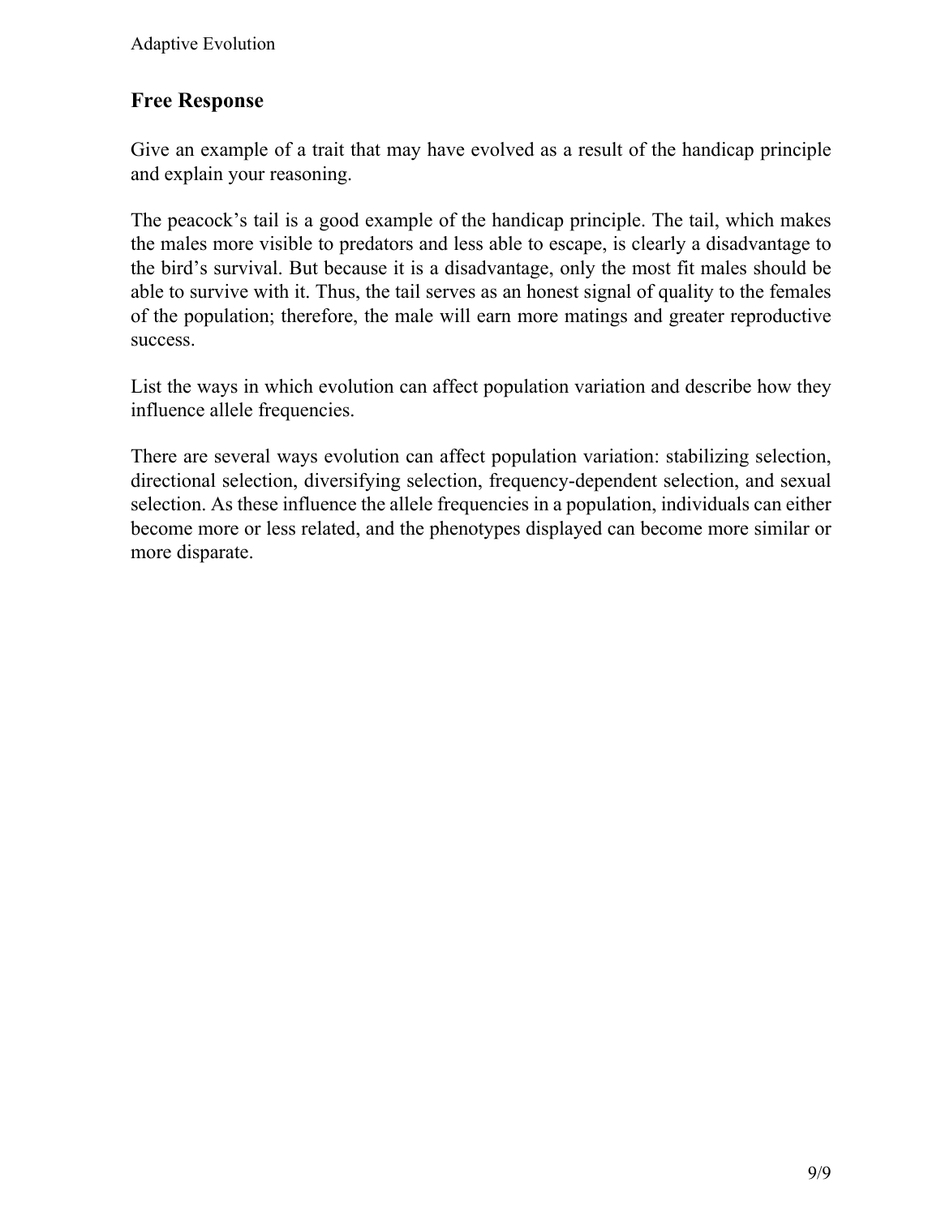## Free Response

Give an example of a trait that may have evolved as a result of the handicap principle and explain your reasoning.

The peacock's tail is a good example of the handicap principle. The tail, which makes the males more visible to predators and less able to escape, is clearly a disadvantage to the bird's survival. But because it is a disadvantage, only the most fit males should be able to survive with it. Thus, the tail serves as an honest signal of quality to the females of the population; therefore, the male will earn more matings and greater reproductive success.

List the ways in which evolution can affect population variation and describe how they influence allele frequencies.

There are several ways evolution can affect population variation: stabilizing selection, directional selection, diversifying selection, frequency-dependent selection, and sexual selection. As these influence the allele frequencies in a population, individuals can either become more or less related, and the phenotypes displayed can become more similar or more disparate.